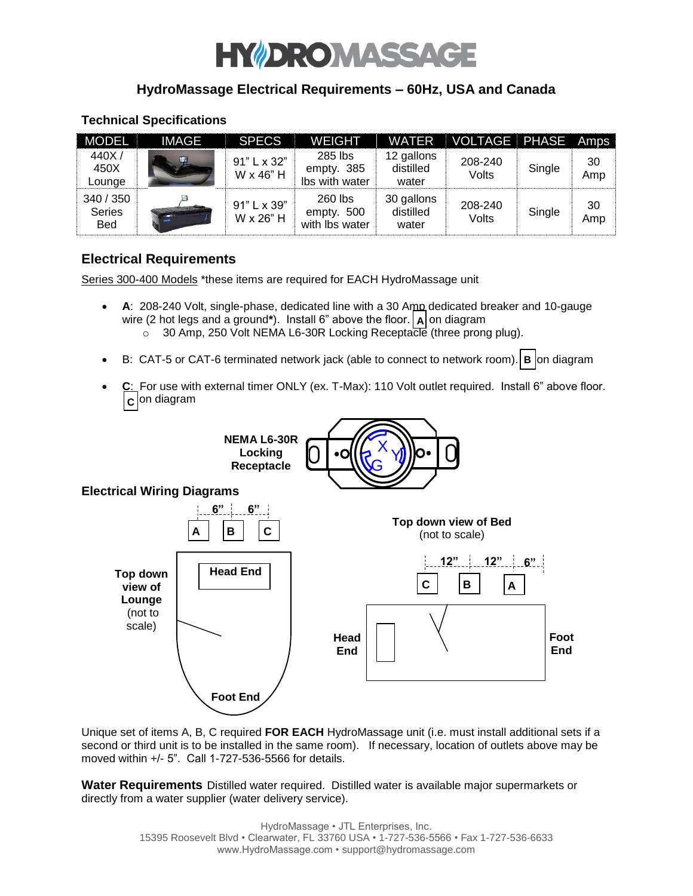# HYDROMASSAGE

## HydroMassage Electrical Requirements – 60Hz, USA and Canada

### Technical Specifications

| MODEL | IMAGE | SPECS | WEIGHT | WATER | VOLTAGE | PHASE | Amps |
|---|---|---|---|---|---|---|---|
| 440X / 450X Lounge | | 91" L x 32" W x 46" H | 285 lbs empty. 385 lbs with water | 12 gallons distilled water | 208-240 Volts | Single | 30 Amp |
| 340 / 350 Series Bed | | 91" L x 39" W x 26" H | 260 lbs empty. 500 with lbs water | 30 gallons distilled water | 208-240 Volts | Single | 30 Amp |

### Electrical Requirements

Series 300-400 Models *these items are required for EACH HydroMassage unit

- **A**: 208-240 Volt, single-phase, dedicated line with a 30 Amp dedicated breaker and 10-gauge wire (2 hot legs and a ground**\***). Install 6" above the floor. **A** on diagram
  - 30 Amp, 250 Volt NEMA L6-30R Locking Receptacle (three prong plug).
- B: CAT-5 or CAT-6 terminated network jack (able to connect to network room). **B** on diagram
- **C**: For use with external timer ONLY (ex. T-Max): 110 Volt outlet required. Install 6" above floor. **C** on diagram

**NEMA L6-30R Locking Receptacle**

X Y G

### Electrical Wiring Diagrams

6" 6"
A B C

**Top down view of Lounge** (not to scale)

**Head End**

**Foot End**

**Top down view of Bed** (not to scale)

12" 12" 6"
C B A

**Head End** **Foot End**

Unique set of items A, B, C required **FOR EACH** HydroMassage unit (i.e. must install additional sets if a second or third unit is to be installed in the same room). If necessary, location of outlets above may be moved within +/- 5". Call 1-727-536-5566 for details.

**Water Requirements** Distilled water required. Distilled water is available major supermarkets or directly from a water supplier (water delivery service).

HydroMassage • JTL Enterprises, Inc.
15395 Roosevelt Blvd • Clearwater, FL 33760 USA • 1-727-536-5566 • Fax 1-727-536-6633
www.HydroMassage.com • support@hydromassage.com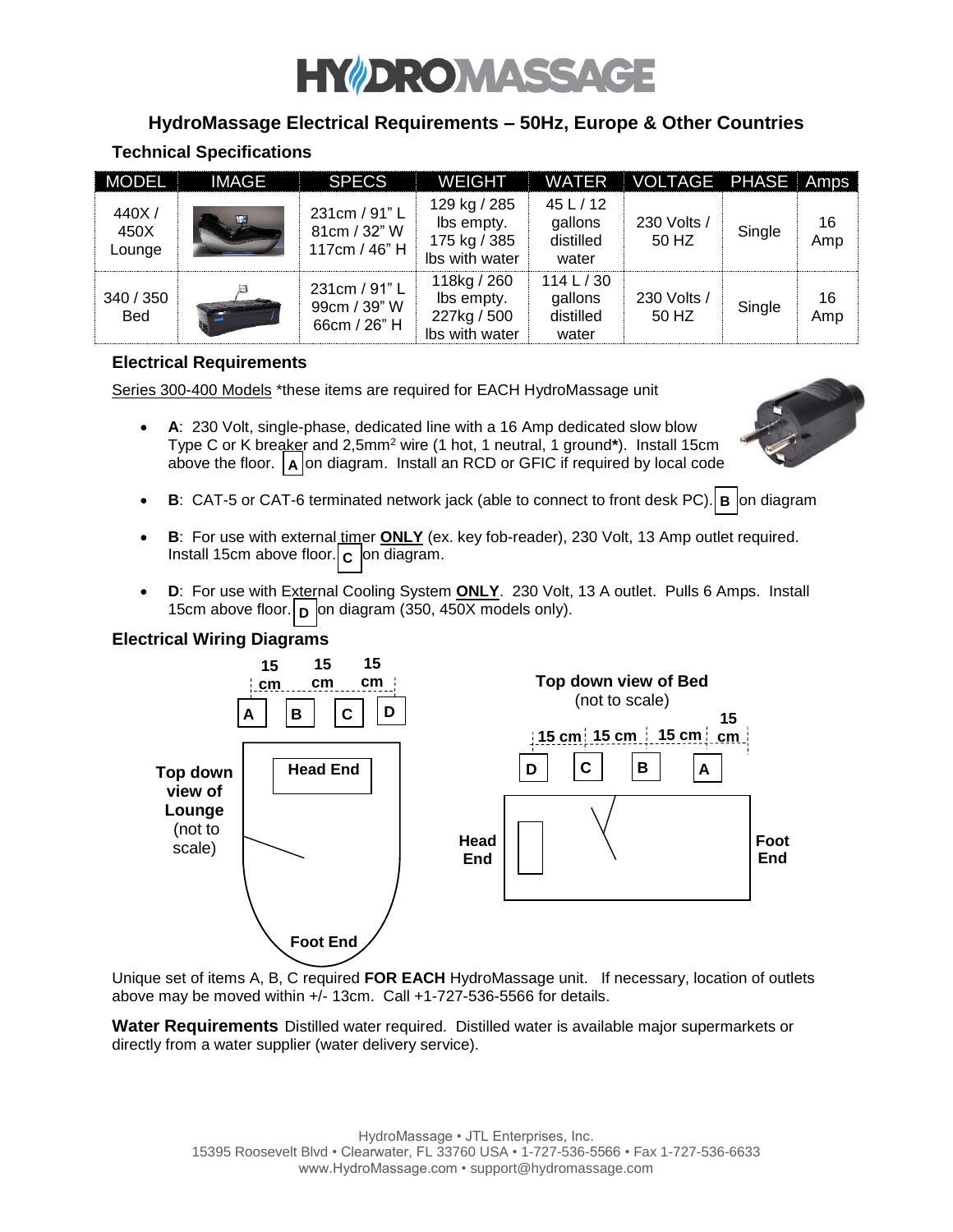# HYDROMASSAGE

## HydroMassage Electrical Requirements – 50Hz, Europe & Other Countries

### Technical Specifications

| MODEL | IMAGE | SPECS | WEIGHT | WATER | VOLTAGE | PHASE | Amps |
|---|---|---|---|---|---|---|---|
| 440X / 450X Lounge | | 231cm / 91" L 81cm / 32" W 117cm / 46" H | 129 kg / 285 lbs empty. 175 kg / 385 lbs with water | 45 L / 12 gallons distilled water | 230 Volts / 50 HZ | Single | 16 Amp |
| 340 / 350 Bed | | 231cm / 91" L 99cm / 39" W 66cm / 26" H | 118kg / 260 lbs empty. 227kg / 500 lbs with water | 114 L / 30 gallons distilled water | 230 Volts / 50 HZ | Single | 16 Amp |

### Electrical Requirements

Series 300-400 Models *these items are required for EACH HydroMassage unit

- **A**: 230 Volt, single-phase, dedicated line with a 16 Amp dedicated slow blow Type C or K breaker and 2,5mm$^2$ wire (1 hot, 1 neutral, 1 ground**\***). Install 15cm above the floor. **A** on diagram. Install an RCD or GFIC if required by local code
- **B**: CAT-5 or CAT-6 terminated network jack (able to connect to front desk PC). **B** on diagram
- **B**: For use with external timer **ONLY** (ex. key fob-reader), 230 Volt, 13 Amp outlet required. Install 15cm above floor. **C** on diagram.
- **D**: For use with External Cooling System **ONLY**. 230 Volt, 13 A outlet. Pulls 6 Amps. Install 15cm above floor. **D** on diagram (350, 450X models only).

### Electrical Wiring Diagrams

15 cm 15 cm 15 cm

A B C D

Head End

**Top down view of Lounge** (not to scale)

Foot End

**Top down view of Bed**
(not to scale)

15 cm 15 cm 15 cm 15 cm

D C B A

**Head End**

**Foot End**

Unique set of items A, B, C required **FOR EACH** HydroMassage unit. If necessary, location of outlets above may be moved within +/- 13cm. Call +1-727-536-5566 for details.

**Water Requirements** Distilled water required. Distilled water is available major supermarkets or directly from a water supplier (water delivery service).

HydroMassage • JTL Enterprises, Inc.
15395 Roosevelt Blvd • Clearwater, FL 33760 USA • 1-727-536-5566 • Fax 1-727-536-6633
www.HydroMassage.com • support@hydromassage.com